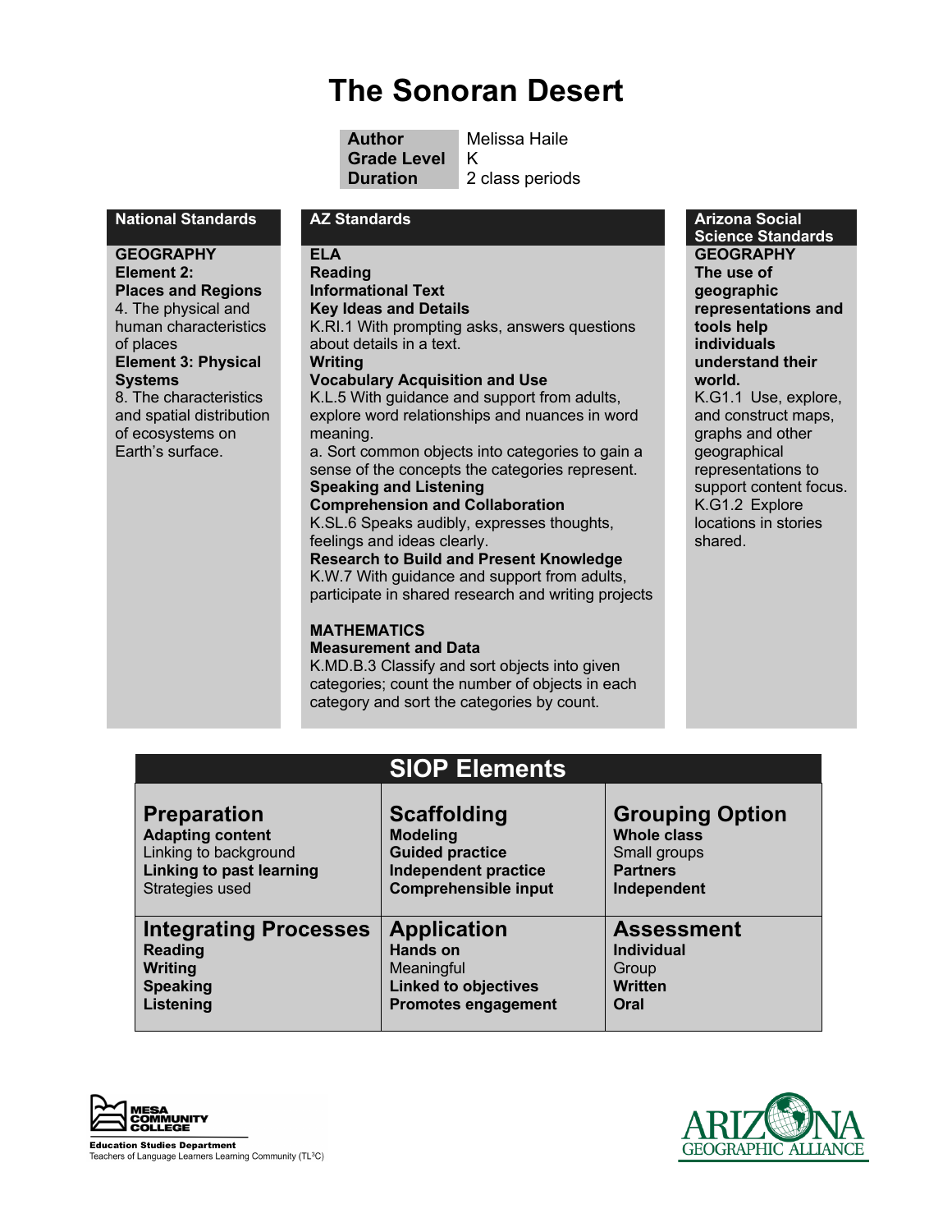# The Sonoran Desert

| | |
|---|---|
| **Author** | Melissa Haile |
| **Grade Level** | K |
| **Duration** | 2 class periods |

## National Standards

**GEOGRAPHY**
**Element 2: Places and Regions**
4. The physical and human characteristics of places
**Element 3: Physical Systems**
8. The characteristics and spatial distribution of ecosystems on Earth's surface.

## AZ Standards

**ELA**
**Reading**
**Informational Text**
**Key Ideas and Details**
K.RI.1 With prompting asks, answers questions about details in a text.
**Writing**
**Vocabulary Acquisition and Use**
K.L.5 With guidance and support from adults, explore word relationships and nuances in word meaning.
a. Sort common objects into categories to gain a sense of the concepts the categories represent.
**Speaking and Listening**
**Comprehension and Collaboration**
K.SL.6 Speaks audibly, expresses thoughts, feelings and ideas clearly.
**Research to Build and Present Knowledge**
K.W.7 With guidance and support from adults, participate in shared research and writing projects

**MATHEMATICS**
**Measurement and Data**
K.MD.B.3 Classify and sort objects into given categories; count the number of objects in each category and sort the categories by count.

## Arizona Social Science Standards

**GEOGRAPHY**
**The use of geographic representations and tools help individuals understand their world.**
K.G1.1 Use, explore, and construct maps, graphs and other geographical representations to support content focus.
K.G1.2 Explore locations in stories shared.

## SIOP Elements

| Preparation | Scaffolding | Grouping Option |
|---|---|---|
| **Adapting content** | **Modeling** | **Whole class** |
| Linking to background | **Guided practice** | Small groups |
| **Linking to past learning** | **Independent practice** | **Partners** |
| Strategies used | **Comprehensible input** | **Independent** |
| **Integrating Processes** | **Application** | **Assessment** |
| **Reading** | **Hands on** | **Individual** |
| **Writing** | Meaningful | Group |
| **Speaking** | **Linked to objectives** | **Written** |
| **Listening** | **Promotes engagement** | **Oral** |

MESA COMMUNITY COLLEGE
Education Studies Department
Teachers of Language Learners Learning Community (TL³C)

ARIZONA GEOGRAPHIC ALLIANCE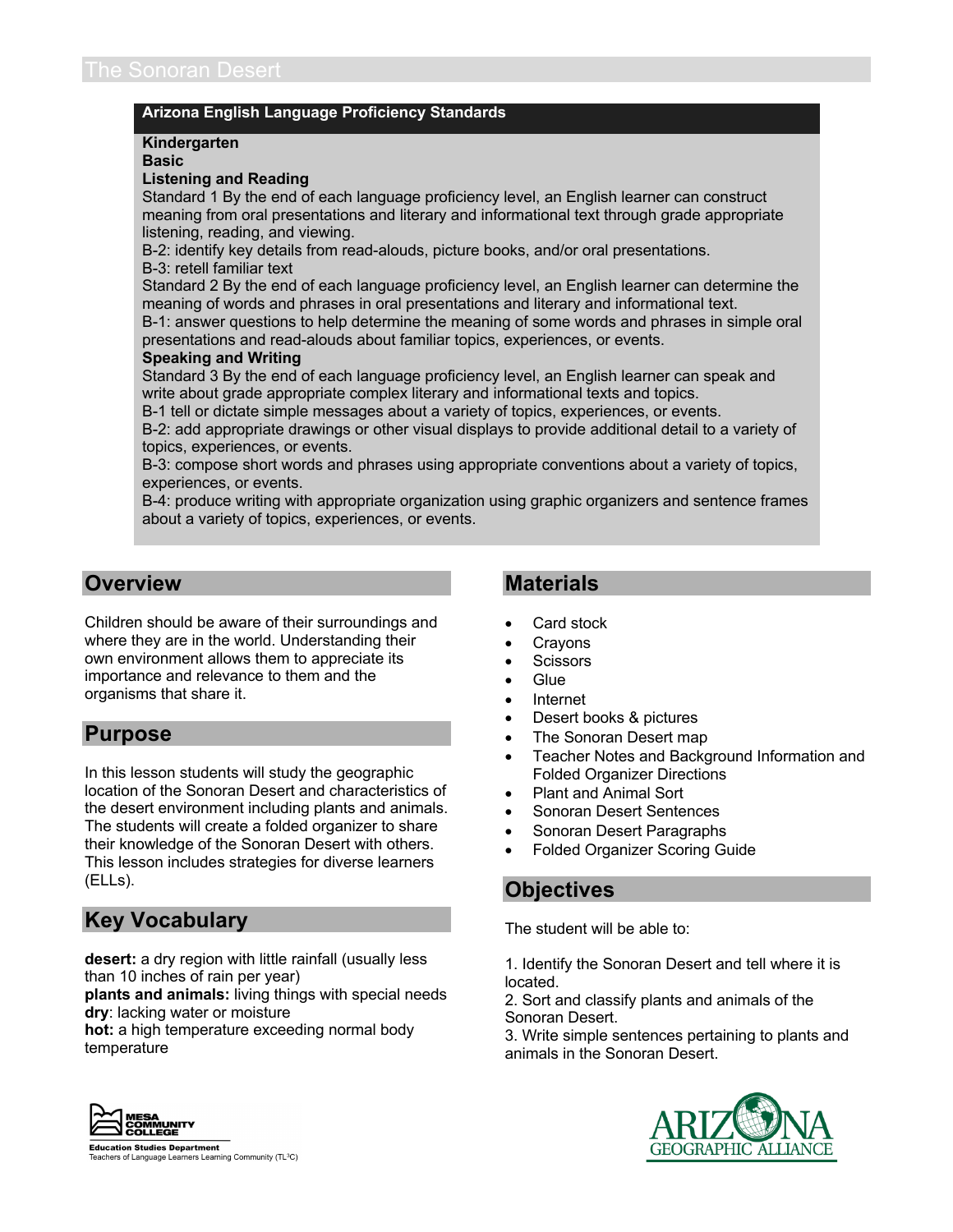# The Sonoran Desert

## Arizona English Language Proficiency Standards

**Kindergarten**
**Basic**
**Listening and Reading**

Standard 1 By the end of each language proficiency level, an English learner can construct meaning from oral presentations and literary and informational text through grade appropriate listening, reading, and viewing.
B-2: identify key details from read-alouds, picture books, and/or oral presentations.
B-3: retell familiar text
Standard 2 By the end of each language proficiency level, an English learner can determine the meaning of words and phrases in oral presentations and literary and informational text.
B-1: answer questions to help determine the meaning of some words and phrases in simple oral presentations and read-alouds about familiar topics, experiences, or events.

**Speaking and Writing**

Standard 3 By the end of each language proficiency level, an English learner can speak and write about grade appropriate complex literary and informational texts and topics.
B-1 tell or dictate simple messages about a variety of topics, experiences, or events.
B-2: add appropriate drawings or other visual displays to provide additional detail to a variety of topics, experiences, or events.
B-3: compose short words and phrases using appropriate conventions about a variety of topics, experiences, or events.
B-4: produce writing with appropriate organization using graphic organizers and sentence frames about a variety of topics, experiences, or events.

## Overview

Children should be aware of their surroundings and where they are in the world. Understanding their own environment allows them to appreciate its importance and relevance to them and the organisms that share it.

## Purpose

In this lesson students will study the geographic location of the Sonoran Desert and characteristics of the desert environment including plants and animals. The students will create a folded organizer to share their knowledge of the Sonoran Desert with others. This lesson includes strategies for diverse learners (ELLs).

## Key Vocabulary

**desert:** a dry region with little rainfall (usually less than 10 inches of rain per year)
**plants and animals:** living things with special needs
**dry**: lacking water or moisture
**hot:** a high temperature exceeding normal body temperature

## Materials

- Card stock
- Crayons
- Scissors
- Glue
- Internet
- Desert books & pictures
- The Sonoran Desert map
- Teacher Notes and Background Information and Folded Organizer Directions
- Plant and Animal Sort
- Sonoran Desert Sentences
- Sonoran Desert Paragraphs
- Folded Organizer Scoring Guide

## Objectives

The student will be able to:

1. Identify the Sonoran Desert and tell where it is located.
2. Sort and classify plants and animals of the Sonoran Desert.
3. Write simple sentences pertaining to plants and animals in the Sonoran Desert.

Mesa Community College
Education Studies Department
Teachers of Language Learners Learning Community (TL[3]C)

Arizona Geographic Alliance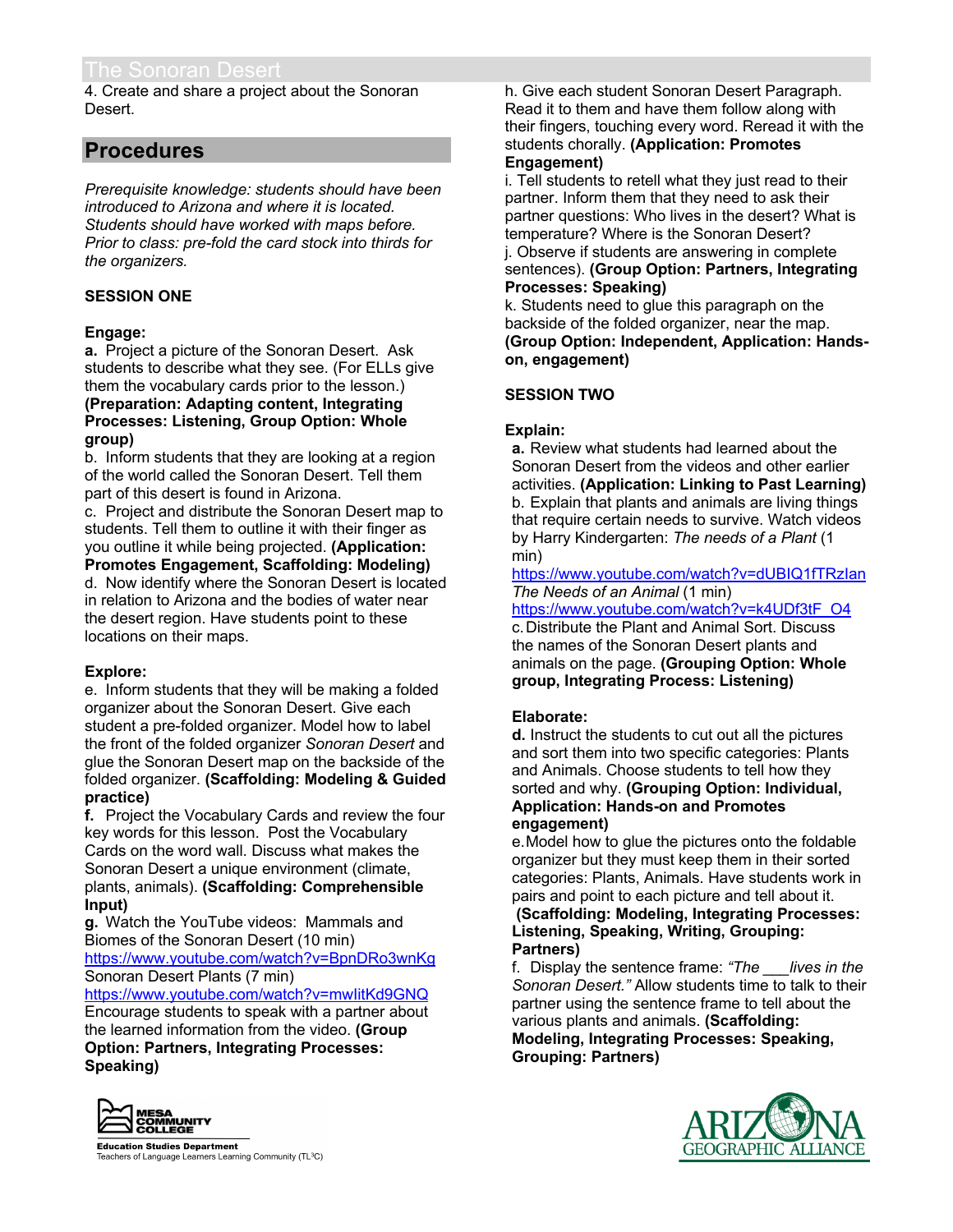4. Create and share a project about the Sonoran Desert.

## Procedures

*Prerequisite knowledge: students should have been introduced to Arizona and where it is located. Students should have worked with maps before. Prior to class: pre-fold the card stock into thirds for the organizers.*

**SESSION ONE**

**Engage:**

**a.** Project a picture of the Sonoran Desert. Ask students to describe what they see. (For ELLs give them the vocabulary cards prior to the lesson.) **(Preparation: Adapting content, Integrating Processes: Listening, Group Option: Whole group)**

b. Inform students that they are looking at a region of the world called the Sonoran Desert. Tell them part of this desert is found in Arizona.

c. Project and distribute the Sonoran Desert map to students. Tell them to outline it with their finger as you outline it while being projected. **(Application: Promotes Engagement, Scaffolding: Modeling)**

d. Now identify where the Sonoran Desert is located in relation to Arizona and the bodies of water near the desert region. Have students point to these locations on their maps.

**Explore:**

e. Inform students that they will be making a folded organizer about the Sonoran Desert. Give each student a pre-folded organizer. Model how to label the front of the folded organizer *Sonoran Desert* and glue the Sonoran Desert map on the backside of the folded organizer. **(Scaffolding: Modeling & Guided practice)**

**f.** Project the Vocabulary Cards and review the four key words for this lesson. Post the Vocabulary Cards on the word wall. Discuss what makes the Sonoran Desert a unique environment (climate, plants, animals). **(Scaffolding: Comprehensible Input)**

**g.** Watch the YouTube videos: Mammals and Biomes of the Sonoran Desert (10 min)
https://www.youtube.com/watch?v=BpnDRo3wnKg
Sonoran Desert Plants (7 min)
https://www.youtube.com/watch?v=mwIitKd9GNQ
Encourage students to speak with a partner about the learned information from the video. **(Group Option: Partners, Integrating Processes: Speaking)**

h. Give each student Sonoran Desert Paragraph. Read it to them and have them follow along with their fingers, touching every word. Reread it with the students chorally. **(Application: Promotes Engagement)**

i. Tell students to retell what they just read to their partner. Inform them that they need to ask their partner questions: Who lives in the desert? What is temperature? Where is the Sonoran Desert?

j. Observe if students are answering in complete sentences). **(Group Option: Partners, Integrating Processes: Speaking)**

k. Students need to glue this paragraph on the backside of the folded organizer, near the map. **(Group Option: Independent, Application: Hands-on, engagement)**

**SESSION TWO**

**Explain:**

**a.** Review what students had learned about the Sonoran Desert from the videos and other earlier activities. **(Application: Linking to Past Learning)**

b. Explain that plants and animals are living things that require certain needs to survive. Watch videos by Harry Kindergarten: *The needs of a Plant* (1 min)
https://www.youtube.com/watch?v=dUBIQ1fTRzIan
*The Needs of an Animal* (1 min)
https://www.youtube.com/watch?v=k4UDf3tF_O4

c. Distribute the Plant and Animal Sort. Discuss the names of the Sonoran Desert plants and animals on the page. **(Grouping Option: Whole group, Integrating Process: Listening)**

**Elaborate:**

**d.** Instruct the students to cut out all the pictures and sort them into two specific categories: Plants and Animals. Choose students to tell how they sorted and why. **(Grouping Option: Individual, Application: Hands-on and Promotes engagement)**

e. Model how to glue the pictures onto the foldable organizer but they must keep them in their sorted categories: Plants, Animals. Have students work in pairs and point to each picture and tell about it. **(Scaffolding: Modeling, Integrating Processes: Listening, Speaking, Writing, Grouping: Partners)**

f. Display the sentence frame: *"The ___lives in the Sonoran Desert."* Allow students time to talk to their partner using the sentence frame to tell about the various plants and animals. **(Scaffolding: Modeling, Integrating Processes: Speaking, Grouping: Partners)**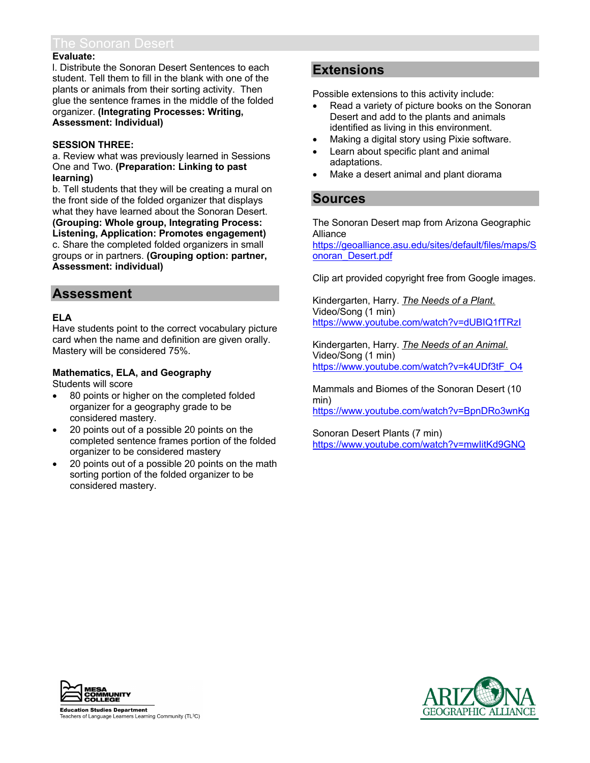**Evaluate:**

l. Distribute the Sonoran Desert Sentences to each student. Tell them to fill in the blank with one of the plants or animals from their sorting activity. Then glue the sentence frames in the middle of the folded organizer. **(Integrating Processes: Writing, Assessment: Individual)**

**SESSION THREE:**

a. Review what was previously learned in Sessions One and Two. **(Preparation: Linking to past learning)**

b. Tell students that they will be creating a mural on the front side of the folded organizer that displays what they have learned about the Sonoran Desert. **(Grouping: Whole group, Integrating Process: Listening, Application: Promotes engagement)**

c. Share the completed folded organizers in small groups or in partners. **(Grouping option: partner, Assessment: individual)**

## Assessment

### ELA

Have students point to the correct vocabulary picture card when the name and definition are given orally. Mastery will be considered 75%.

### Mathematics, ELA, and Geography

Students will score

- 80 points or higher on the completed folded organizer for a geography grade to be considered mastery.
- 20 points out of a possible 20 points on the completed sentence frames portion of the folded organizer to be considered mastery
- 20 points out of a possible 20 points on the math sorting portion of the folded organizer to be considered mastery.

## Extensions

Possible extensions to this activity include:

- Read a variety of picture books on the Sonoran Desert and add to the plants and animals identified as living in this environment.
- Making a digital story using Pixie software.
- Learn about specific plant and animal adaptations.
- Make a desert animal and plant diorama

## Sources

The Sonoran Desert map from Arizona Geographic Alliance
https://geoalliance.asu.edu/sites/default/files/maps/Sonoran_Desert.pdf

Clip art provided copyright free from Google images.

Kindergarten, Harry. *The Needs of a Plant.* Video/Song (1 min)
https://www.youtube.com/watch?v=dUBIQ1fTRzI

Kindergarten, Harry. *The Needs of an Animal.* Video/Song (1 min)
https://www.youtube.com/watch?v=k4UDf3tF_O4

Mammals and Biomes of the Sonoran Desert (10 min)
https://www.youtube.com/watch?v=BpnDRo3wnKg

Sonoran Desert Plants (7 min)
https://www.youtube.com/watch?v=mwIitKd9GNQ